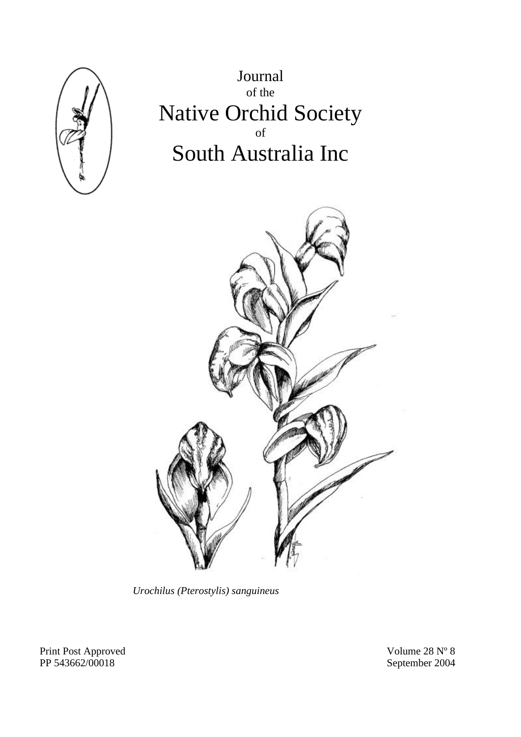# Journal of the Native Orchid Society of South Australia Inc

*Urochilus (Pterostylis) sanguineus*

Print Post Approved
PP 543662/00018

Volume 28 Nº 8
September 2004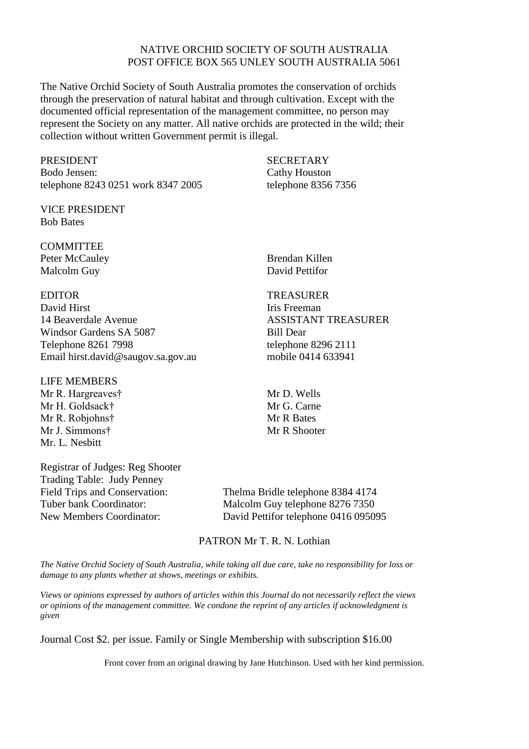NATIVE ORCHID SOCIETY OF SOUTH AUSTRALIA
POST OFFICE BOX 565 UNLEY SOUTH AUSTRALIA 5061

The Native Orchid Society of South Australia promotes the conservation of orchids through the preservation of natural habitat and through cultivation. Except with the documented official representation of the management committee, no person may represent the Society on any matter. All native orchids are protected in the wild; their collection without written Government permit is illegal.

PRESIDENT
Bodo Jensen:
telephone 8243 0251 work 8347 2005

SECRETARY
Cathy Houston
telephone 8356 7356

VICE PRESIDENT
Bob Bates

COMMITTEE
Peter McCauley
Malcolm Guy
Brendan Killen
David Pettifor

EDITOR
David Hirst
14 Beaverdale Avenue
Windsor Gardens SA 5087
Telephone 8261 7998
Email hirst.david@saugov.sa.gov.au

TREASURER
Iris Freeman

ASSISTANT TREASURER
Bill Dear
telephone 8296 2111
mobile 0414 633941

LIFE MEMBERS
Mr R. Hargreaves†
Mr H. Goldsack†
Mr R. Robjohns†
Mr J. Simmons†
Mr. L. Nesbitt
Mr D. Wells
Mr G. Carne
Mr R Bates
Mr R Shooter

Registrar of Judges: Reg Shooter
Trading Table: Judy Penney
Field Trips and Conservation: Thelma Bridle telephone 8384 4174
Tuber bank Coordinator: Malcolm Guy telephone 8276 7350
New Members Coordinator: David Pettifor telephone 0416 095095

PATRON Mr T. R. N. Lothian

*The Native Orchid Society of South Australia, while taking all due care, take no responsibility for loss or damage to any plants whether at shows, meetings or exhibits.*

*Views or opinions expressed by authors of articles within this Journal do not necessarily reflect the views or opinions of the management committee. We condone the reprint of any articles if acknowledgment is given*

Journal Cost $2. per issue. Family or Single Membership with subscription $16.00

Front cover from an original drawing by Jane Hutchinson. Used with her kind permission.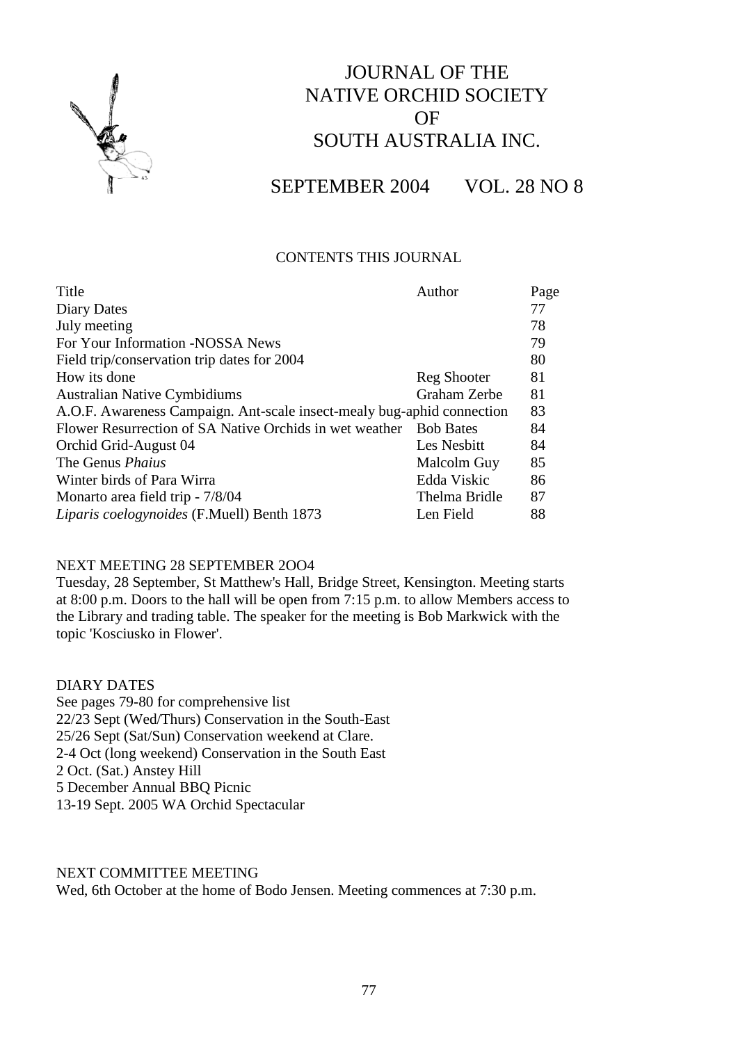# JOURNAL OF THE NATIVE ORCHID SOCIETY OF SOUTH AUSTRALIA INC.

## SEPTEMBER 2004 VOL. 28 NO 8

### CONTENTS THIS JOURNAL

| Title | Author | Page |
|---|---|---|
| Diary Dates | | 77 |
| July meeting | | 78 |
| For Your Information -NOSSA News | | 79 |
| Field trip/conservation trip dates for 2004 | | 80 |
| How its done | Reg Shooter | 81 |
| Australian Native Cymbidiums | Graham Zerbe | 81 |
| A.O.F. Awareness Campaign. Ant-scale insect-mealy bug-aphid connection | | 83 |
| Flower Resurrection of SA Native Orchids in wet weather | Bob Bates | 84 |
| Orchid Grid-August 04 | Les Nesbitt | 84 |
| The Genus *Phaius* | Malcolm Guy | 85 |
| Winter birds of Para Wirra | Edda Viskic | 86 |
| Monarto area field trip - 7/8/04 | Thelma Bridle | 87 |
| *Liparis coelogynoides* (F.Muell) Benth 1873 | Len Field | 88 |

### NEXT MEETING 28 SEPTEMBER 2OO4

Tuesday, 28 September, St Matthew's Hall, Bridge Street, Kensington. Meeting starts at 8:00 p.m. Doors to the hall will be open from 7:15 p.m. to allow Members access to the Library and trading table. The speaker for the meeting is Bob Markwick with the topic 'Kosciusko in Flower'.

### DIARY DATES

See pages 79-80 for comprehensive list
22/23 Sept (Wed/Thurs) Conservation in the South-East
25/26 Sept (Sat/Sun) Conservation weekend at Clare.
2-4 Oct (long weekend) Conservation in the South East
2 Oct. (Sat.) Anstey Hill
5 December Annual BBQ Picnic
13-19 Sept. 2005 WA Orchid Spectacular

### NEXT COMMITTEE MEETING

Wed, 6th October at the home of Bodo Jensen. Meeting commences at 7:30 p.m.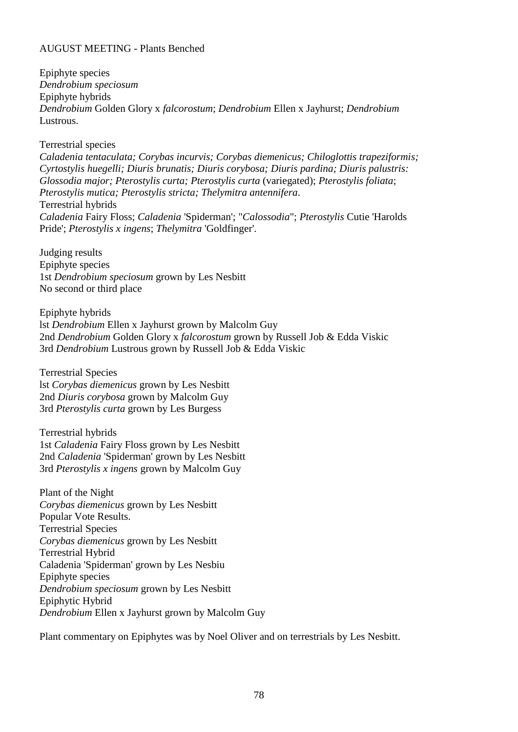AUGUST MEETING - Plants Benched

Epiphyte species
*Dendrobium speciosum*
Epiphyte hybrids
*Dendrobium* Golden Glory x *falcorostum*; *Dendrobium* Ellen x Jayhurst; *Dendrobium* Lustrous.

Terrestrial species
*Caladenia tentaculata; Corybas incurvis; Corybas diemenicus; Chiloglottis trapeziformis; Cyrtostylis huegelli; Diuris brunatis; Diuris corybosa; Diuris pardina; Diuris palustris: Glossodia major; Pterostylis curta; Pterostylis curta* (variegated); *Pterostylis foliata*; *Pterostylis mutica; Pterostylis stricta; Thelymitra antennifera*.
Terrestrial hybrids
*Caladenia* Fairy Floss; *Caladenia* 'Spiderman'; "*Calossodia*"; *Pterostylis* Cutie 'Harolds Pride'; *Pterostylis x ingens*; *Thelymitra* 'Goldfinger'.

Judging results
Epiphyte species
1st *Dendrobium speciosum* grown by Les Nesbitt
No second or third place

Epiphyte hybrids
lst *Dendrobium* Ellen x Jayhurst grown by Malcolm Guy
2nd *Dendrobium* Golden Glory x *falcorostum* grown by Russell Job & Edda Viskic
3rd *Dendrobium* Lustrous grown by Russell Job & Edda Viskic

Terrestrial Species
lst *Corybas diemenicus* grown by Les Nesbitt
2nd *Diuris corybosa* grown by Malcolm Guy
3rd *Pterostylis curta* grown by Les Burgess

Terrestrial hybrids
1st *Caladenia* Fairy Floss grown by Les Nesbitt
2nd *Caladenia* 'Spiderman' grown by Les Nesbitt
3rd *Pterostylis x ingens* grown by Malcolm Guy

Plant of the Night
*Corybas diemenicus* grown by Les Nesbitt
Popular Vote Results.
Terrestrial Species
*Corybas diemenicus* grown by Les Nesbitt
Terrestrial Hybrid
Caladenia 'Spiderman' grown by Les Nesbiu
Epiphyte species
*Dendrobium speciosum* grown by Les Nesbitt
Epiphytic Hybrid
*Dendrobium* Ellen x Jayhurst grown by Malcolm Guy

Plant commentary on Epiphytes was by Noel Oliver and on terrestrials by Les Nesbitt.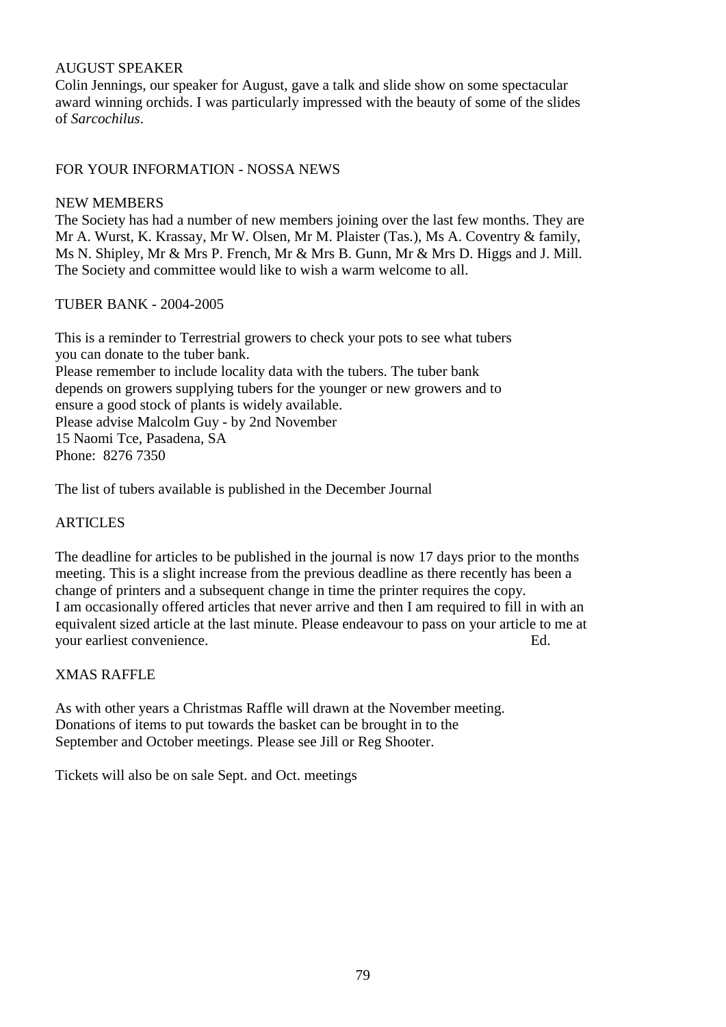## AUGUST SPEAKER

Colin Jennings, our speaker for August, gave a talk and slide show on some spectacular award winning orchids. I was particularly impressed with the beauty of some of the slides of *Sarcochilus*.

## FOR YOUR INFORMATION - NOSSA NEWS

### NEW MEMBERS

The Society has had a number of new members joining over the last few months. They are Mr A. Wurst, K. Krassay, Mr W. Olsen, Mr M. Plaister (Tas.), Ms A. Coventry & family, Ms N. Shipley, Mr & Mrs P. French, Mr & Mrs B. Gunn, Mr & Mrs D. Higgs and J. Mill. The Society and committee would like to wish a warm welcome to all.

### TUBER BANK - 2004-2005

This is a reminder to Terrestrial growers to check your pots to see what tubers you can donate to the tuber bank.
Please remember to include locality data with the tubers. The tuber bank depends on growers supplying tubers for the younger or new growers and to ensure a good stock of plants is widely available.
Please advise Malcolm Guy - by 2nd November
15 Naomi Tce, Pasadena, SA
Phone: 8276 7350

The list of tubers available is published in the December Journal

### ARTICLES

The deadline for articles to be published in the journal is now 17 days prior to the months meeting. This is a slight increase from the previous deadline as there recently has been a change of printers and a subsequent change in time the printer requires the copy.
I am occasionally offered articles that never arrive and then I am required to fill in with an equivalent sized article at the last minute. Please endeavour to pass on your article to me at your earliest convenience. Ed.

### XMAS RAFFLE

As with other years a Christmas Raffle will drawn at the November meeting. Donations of items to put towards the basket can be brought in to the September and October meetings. Please see Jill or Reg Shooter.

Tickets will also be on sale Sept. and Oct. meetings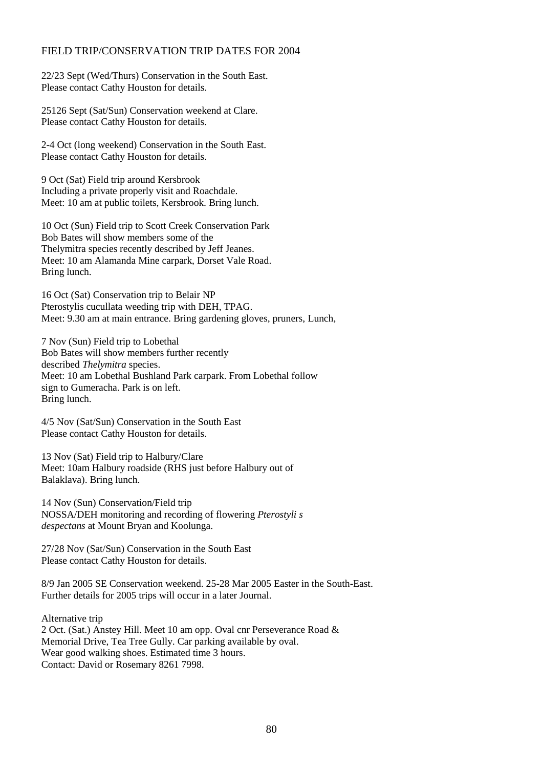# FIELD TRIP/CONSERVATION TRIP DATES FOR 2004

22/23 Sept (Wed/Thurs) Conservation in the South East.
Please contact Cathy Houston for details.

25126 Sept (Sat/Sun) Conservation weekend at Clare.
Please contact Cathy Houston for details.

2-4 Oct (long weekend) Conservation in the South East.
Please contact Cathy Houston for details.

9 Oct (Sat) Field trip around Kersbrook
Including a private properly visit and Roachdale.
Meet: 10 am at public toilets, Kersbrook. Bring lunch.

10 Oct (Sun) Field trip to Scott Creek Conservation Park
Bob Bates will show members some of the
Thelymitra species recently described by Jeff Jeanes.
Meet: 10 am Alamanda Mine carpark, Dorset Vale Road.
Bring lunch.

16 Oct (Sat) Conservation trip to Belair NP
Pterostylis cucullata weeding trip with DEH, TPAG.
Meet: 9.30 am at main entrance. Bring gardening gloves, pruners, Lunch,

7 Nov (Sun) Field trip to Lobethal
Bob Bates will show members further recently
described *Thelymitra* species.
Meet: 10 am Lobethal Bushland Park carpark. From Lobethal follow
sign to Gumeracha. Park is on left.
Bring lunch.

4/5 Nov (Sat/Sun) Conservation in the South East
Please contact Cathy Houston for details.

13 Nov (Sat) Field trip to Halbury/Clare
Meet: 10am Halbury roadside (RHS just before Halbury out of
Balaklava). Bring lunch.

14 Nov (Sun) Conservation/Field trip
NOSSA/DEH monitoring and recording of flowering *Pterostyli s despectans* at Mount Bryan and Koolunga.

27/28 Nov (Sat/Sun) Conservation in the South East
Please contact Cathy Houston for details.

8/9 Jan 2005 SE Conservation weekend. 25-28 Mar 2005 Easter in the South-East.
Further details for 2005 trips will occur in a later Journal.

Alternative trip
2 Oct. (Sat.) Anstey Hill. Meet 10 am opp. Oval cnr Perseverance Road &
Memorial Drive, Tea Tree Gully. Car parking available by oval.
Wear good walking shoes. Estimated time 3 hours.
Contact: David or Rosemary 8261 7998.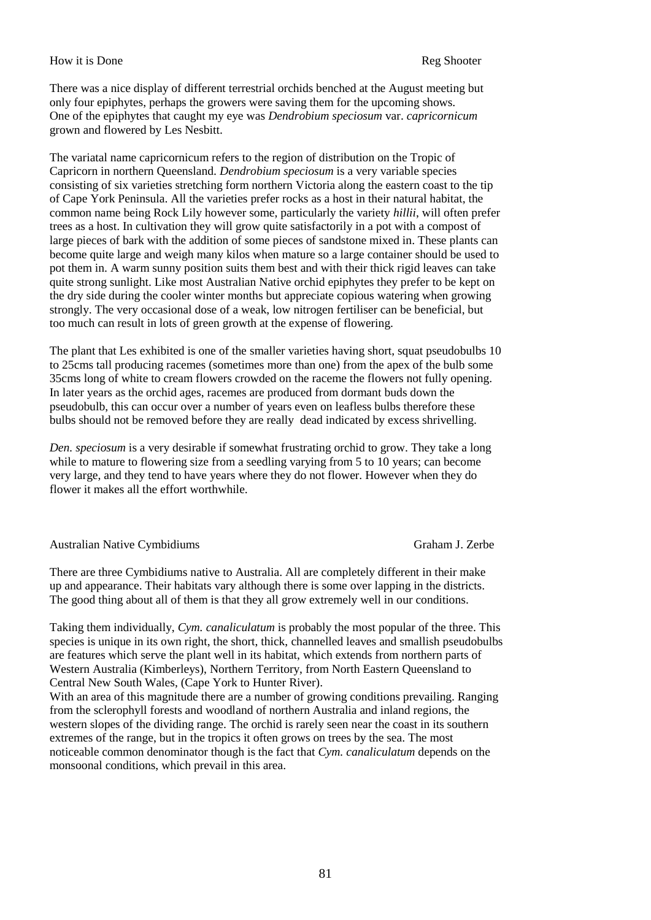## How it is Done

Reg Shooter

There was a nice display of different terrestrial orchids benched at the August meeting but only four epiphytes, perhaps the growers were saving them for the upcoming shows. One of the epiphytes that caught my eye was *Dendrobium speciosum* var. *capricornicum* grown and flowered by Les Nesbitt.

The variatal name capricornicum refers to the region of distribution on the Tropic of Capricorn in northern Queensland. *Dendrobium speciosum* is a very variable species consisting of six varieties stretching form northern Victoria along the eastern coast to the tip of Cape York Peninsula. All the varieties prefer rocks as a host in their natural habitat, the common name being Rock Lily however some, particularly the variety *hillii*, will often prefer trees as a host. In cultivation they will grow quite satisfactorily in a pot with a compost of large pieces of bark with the addition of some pieces of sandstone mixed in. These plants can become quite large and weigh many kilos when mature so a large container should be used to pot them in. A warm sunny position suits them best and with their thick rigid leaves can take quite strong sunlight. Like most Australian Native orchid epiphytes they prefer to be kept on the dry side during the cooler winter months but appreciate copious watering when growing strongly. The very occasional dose of a weak, low nitrogen fertiliser can be beneficial, but too much can result in lots of green growth at the expense of flowering.

The plant that Les exhibited is one of the smaller varieties having short, squat pseudobulbs 10 to 25cms tall producing racemes (sometimes more than one) from the apex of the bulb some 35cms long of white to cream flowers crowded on the raceme the flowers not fully opening. In later years as the orchid ages, racemes are produced from dormant buds down the pseudobulb, this can occur over a number of years even on leafless bulbs therefore these bulbs should not be removed before they are really dead indicated by excess shrivelling.

*Den. speciosum* is a very desirable if somewhat frustrating orchid to grow. They take a long while to mature to flowering size from a seedling varying from 5 to 10 years; can become very large, and they tend to have years where they do not flower. However when they do flower it makes all the effort worthwhile.

## Australian Native Cymbidiums

Graham J. Zerbe

There are three Cymbidiums native to Australia. All are completely different in their make up and appearance. Their habitats vary although there is some over lapping in the districts. The good thing about all of them is that they all grow extremely well in our conditions.

Taking them individually, *Cym. canaliculatum* is probably the most popular of the three. This species is unique in its own right, the short, thick, channelled leaves and smallish pseudobulbs are features which serve the plant well in its habitat, which extends from northern parts of Western Australia (Kimberleys), Northern Territory, from North Eastern Queensland to Central New South Wales, (Cape York to Hunter River).
With an area of this magnitude there are a number of growing conditions prevailing. Ranging from the sclerophyll forests and woodland of northern Australia and inland regions, the western slopes of the dividing range. The orchid is rarely seen near the coast in its southern extremes of the range, but in the tropics it often grows on trees by the sea. The most noticeable common denominator though is the fact that *Cym. canaliculatum* depends on the monsoonal conditions, which prevail in this area.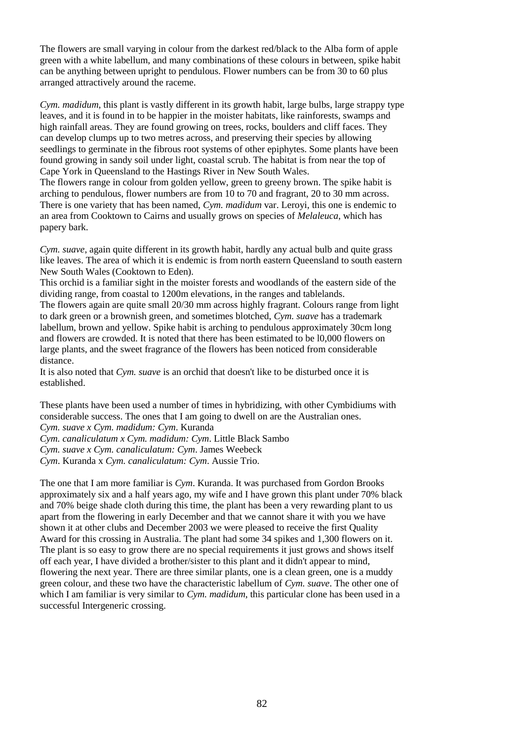The flowers are small varying in colour from the darkest red/black to the Alba form of apple green with a white labellum, and many combinations of these colours in between, spike habit can be anything between upright to pendulous. Flower numbers can be from 30 to 60 plus arranged attractively around the raceme.

*Cym. madidum*, this plant is vastly different in its growth habit, large bulbs, large strappy type leaves, and it is found in to be happier in the moister habitats, like rainforests, swamps and high rainfall areas. They are found growing on trees, rocks, boulders and cliff faces. They can develop clumps up to two metres across, and preserving their species by allowing seedlings to germinate in the fibrous root systems of other epiphytes. Some plants have been found growing in sandy soil under light, coastal scrub. The habitat is from near the top of Cape York in Queensland to the Hastings River in New South Wales.
The flowers range in colour from golden yellow, green to greeny brown. The spike habit is arching to pendulous, flower numbers are from 10 to 70 and fragrant, 20 to 30 mm across. There is one variety that has been named, *Cym. madidum* var. Leroyi, this one is endemic to an area from Cooktown to Cairns and usually grows on species of *Melaleuca*, which has papery bark.

*Cym. suave*, again quite different in its growth habit, hardly any actual bulb and quite grass like leaves. The area of which it is endemic is from north eastern Queensland to south eastern New South Wales (Cooktown to Eden).
This orchid is a familiar sight in the moister forests and woodlands of the eastern side of the dividing range, from coastal to 1200m elevations, in the ranges and tablelands.
The flowers again are quite small 20/30 mm across highly fragrant. Colours range from light to dark green or a brownish green, and sometimes blotched, *Cym. suave* has a trademark labellum, brown and yellow. Spike habit is arching to pendulous approximately 30cm long and flowers are crowded. It is noted that there has been estimated to be l0,000 flowers on large plants, and the sweet fragrance of the flowers has been noticed from considerable distance.
It is also noted that *Cym. suave* is an orchid that doesn't like to be disturbed once it is established.

These plants have been used a number of times in hybridizing, with other Cymbidiums with considerable success. The ones that I am going to dwell on are the Australian ones.
*Cym. suave x Cym. madidum: Cym*. Kuranda
*Cym. canaliculatum x Cym. madidum: Cym*. Little Black Sambo
*Cym. suave x Cym. canaliculatum: Cym*. James Weebeck
*Cym*. Kuranda x *Cym. canaliculatum: Cym*. Aussie Trio.

The one that I am more familiar is *Cym*. Kuranda. It was purchased from Gordon Brooks approximately six and a half years ago, my wife and I have grown this plant under 70% black and 70% beige shade cloth during this time, the plant has been a very rewarding plant to us apart from the flowering in early December and that we cannot share it with you we have shown it at other clubs and December 2003 we were pleased to receive the first Quality Award for this crossing in Australia. The plant had some 34 spikes and 1,300 flowers on it. The plant is so easy to grow there are no special requirements it just grows and shows itself off each year, I have divided a brother/sister to this plant and it didn't appear to mind, flowering the next year. There are three similar plants, one is a clean green, one is a muddy green colour, and these two have the characteristic labellum of *Cym. suave*. The other one of which I am familiar is very similar to *Cym. madidum*, this particular clone has been used in a successful Intergeneric crossing.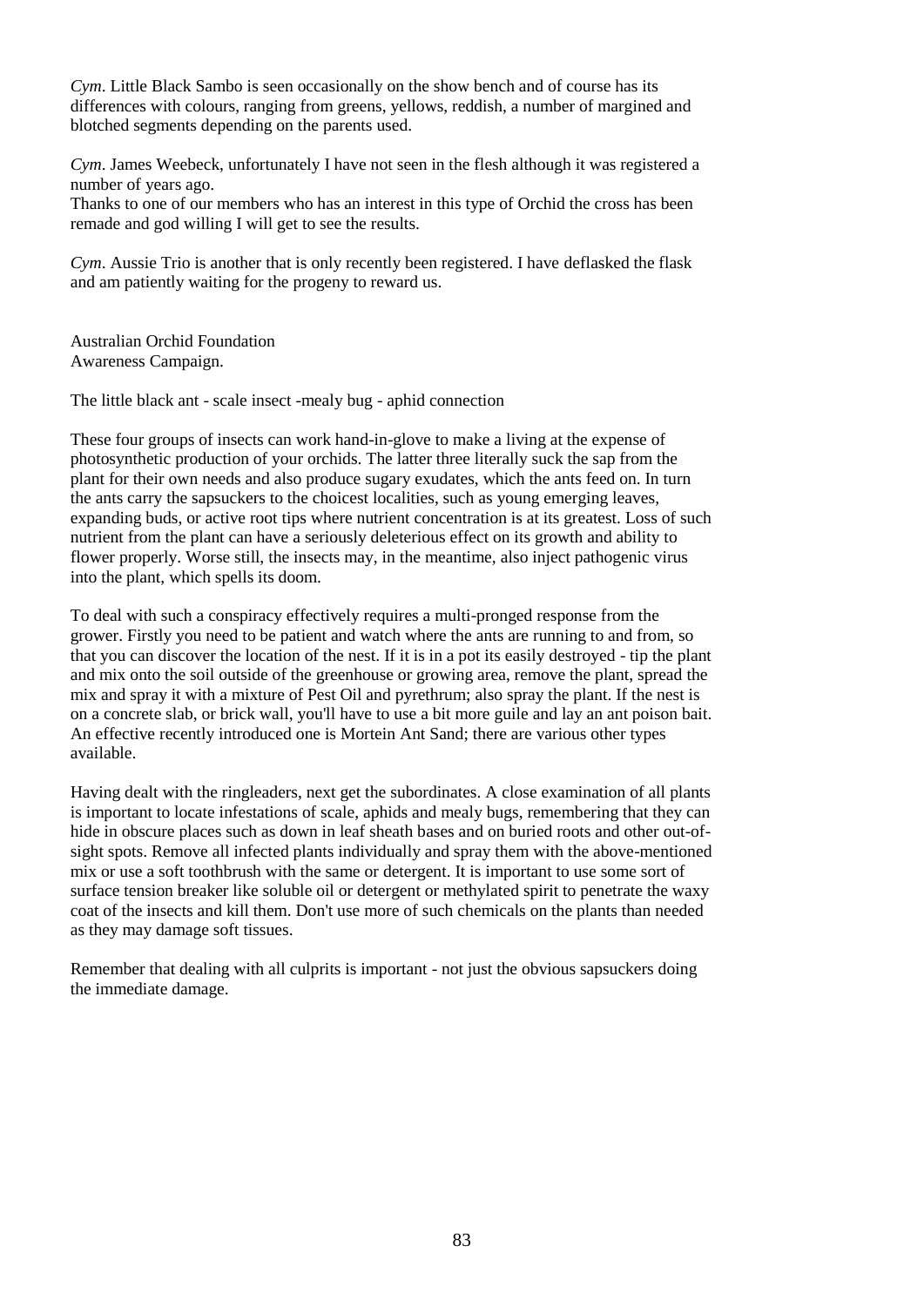*Cym*. Little Black Sambo is seen occasionally on the show bench and of course has its differences with colours, ranging from greens, yellows, reddish, a number of margined and blotched segments depending on the parents used.

*Cym*. James Weebeck, unfortunately I have not seen in the flesh although it was registered a number of years ago.
Thanks to one of our members who has an interest in this type of Orchid the cross has been remade and god willing I will get to see the results.

*Cym*. Aussie Trio is another that is only recently been registered. I have deflasked the flask and am patiently waiting for the progeny to reward us.

Australian Orchid Foundation
Awareness Campaign.

The little black ant - scale insect -mealy bug - aphid connection

These four groups of insects can work hand-in-glove to make a living at the expense of photosynthetic production of your orchids. The latter three literally suck the sap from the plant for their own needs and also produce sugary exudates, which the ants feed on. In turn the ants carry the sapsuckers to the choicest localities, such as young emerging leaves, expanding buds, or active root tips where nutrient concentration is at its greatest. Loss of such nutrient from the plant can have a seriously deleterious effect on its growth and ability to flower properly. Worse still, the insects may, in the meantime, also inject pathogenic virus into the plant, which spells its doom.

To deal with such a conspiracy effectively requires a multi-pronged response from the grower. Firstly you need to be patient and watch where the ants are running to and from, so that you can discover the location of the nest. If it is in a pot its easily destroyed - tip the plant and mix onto the soil outside of the greenhouse or growing area, remove the plant, spread the mix and spray it with a mixture of Pest Oil and pyrethrum; also spray the plant. If the nest is on a concrete slab, or brick wall, you'll have to use a bit more guile and lay an ant poison bait. An effective recently introduced one is Mortein Ant Sand; there are various other types available.

Having dealt with the ringleaders, next get the subordinates. A close examination of all plants is important to locate infestations of scale, aphids and mealy bugs, remembering that they can hide in obscure places such as down in leaf sheath bases and on buried roots and other out-of-sight spots. Remove all infected plants individually and spray them with the above-mentioned mix or use a soft toothbrush with the same or detergent. It is important to use some sort of surface tension breaker like soluble oil or detergent or methylated spirit to penetrate the waxy coat of the insects and kill them. Don't use more of such chemicals on the plants than needed as they may damage soft tissues.

Remember that dealing with all culprits is important - not just the obvious sapsuckers doing the immediate damage.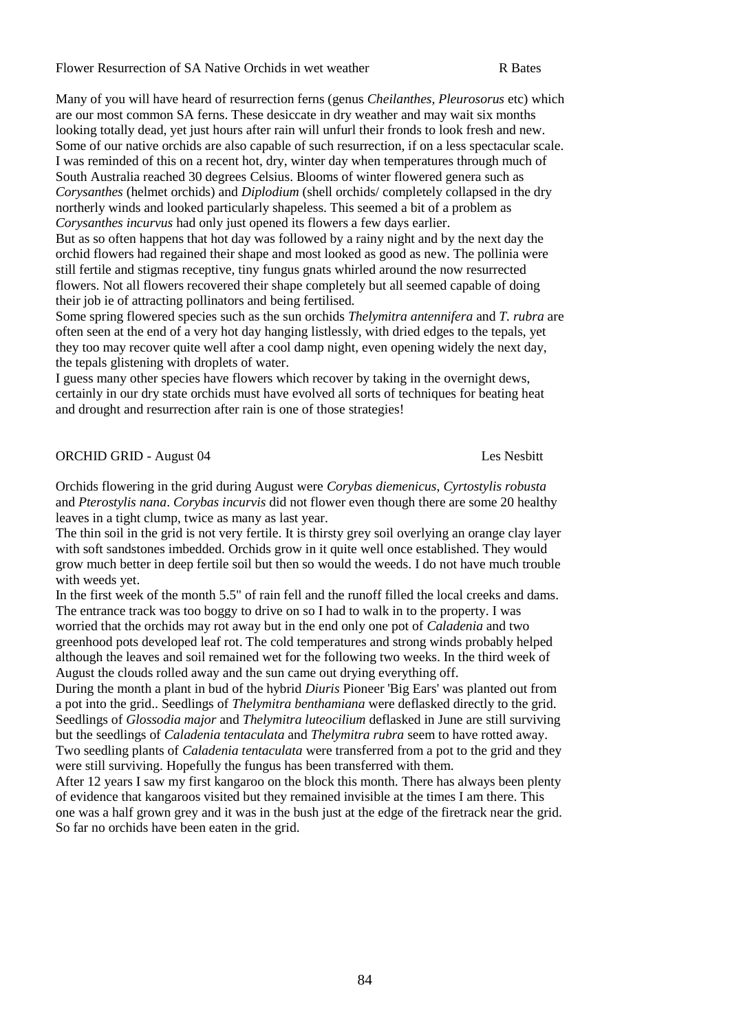## Flower Resurrection of SA Native Orchids in wet weather

R Bates

Many of you will have heard of resurrection ferns (genus *Cheilanthes*, *Pleurosorus* etc) which are our most common SA ferns. These desiccate in dry weather and may wait six months looking totally dead, yet just hours after rain will unfurl their fronds to look fresh and new. Some of our native orchids are also capable of such resurrection, if on a less spectacular scale. I was reminded of this on a recent hot, dry, winter day when temperatures through much of South Australia reached 30 degrees Celsius. Blooms of winter flowered genera such as *Corysanthes* (helmet orchids) and *Diplodium* (shell orchids/ completely collapsed in the dry northerly winds and looked particularly shapeless. This seemed a bit of a problem as *Corysanthes incurvus* had only just opened its flowers a few days earlier.

But as so often happens that hot day was followed by a rainy night and by the next day the orchid flowers had regained their shape and most looked as good as new. The pollinia were still fertile and stigmas receptive, tiny fungus gnats whirled around the now resurrected flowers. Not all flowers recovered their shape completely but all seemed capable of doing their job ie of attracting pollinators and being fertilised.

Some spring flowered species such as the sun orchids *Thelymitra antennifera* and *T. rubra* are often seen at the end of a very hot day hanging listlessly, with dried edges to the tepals, yet they too may recover quite well after a cool damp night, even opening widely the next day, the tepals glistening with droplets of water.

I guess many other species have flowers which recover by taking in the overnight dews, certainly in our dry state orchids must have evolved all sorts of techniques for beating heat and drought and resurrection after rain is one of those strategies!

## ORCHID GRID - August 04

Les Nesbitt

Orchids flowering in the grid during August were *Corybas diemenicus*, *Cyrtostylis robusta* and *Pterostylis nana*. *Corybas incurvis* did not flower even though there are some 20 healthy leaves in a tight clump, twice as many as last year.

The thin soil in the grid is not very fertile. It is thirsty grey soil overlying an orange clay layer with soft sandstones imbedded. Orchids grow in it quite well once established. They would grow much better in deep fertile soil but then so would the weeds. I do not have much trouble with weeds yet.

In the first week of the month 5.5" of rain fell and the runoff filled the local creeks and dams. The entrance track was too boggy to drive on so I had to walk in to the property. I was worried that the orchids may rot away but in the end only one pot of *Caladenia* and two greenhood pots developed leaf rot. The cold temperatures and strong winds probably helped although the leaves and soil remained wet for the following two weeks. In the third week of August the clouds rolled away and the sun came out drying everything off.

During the month a plant in bud of the hybrid *Diuris* Pioneer 'Big Ears' was planted out from a pot into the grid.. Seedlings of *Thelymitra benthamiana* were deflasked directly to the grid. Seedlings of *Glossodia major* and *Thelymitra luteocilium* deflasked in June are still surviving but the seedlings of *Caladenia tentaculata* and *Thelymitra rubra* seem to have rotted away. Two seedling plants of *Caladenia tentaculata* were transferred from a pot to the grid and they were still surviving. Hopefully the fungus has been transferred with them.

After 12 years I saw my first kangaroo on the block this month. There has always been plenty of evidence that kangaroos visited but they remained invisible at the times I am there. This one was a half grown grey and it was in the bush just at the edge of the firetrack near the grid. So far no orchids have been eaten in the grid.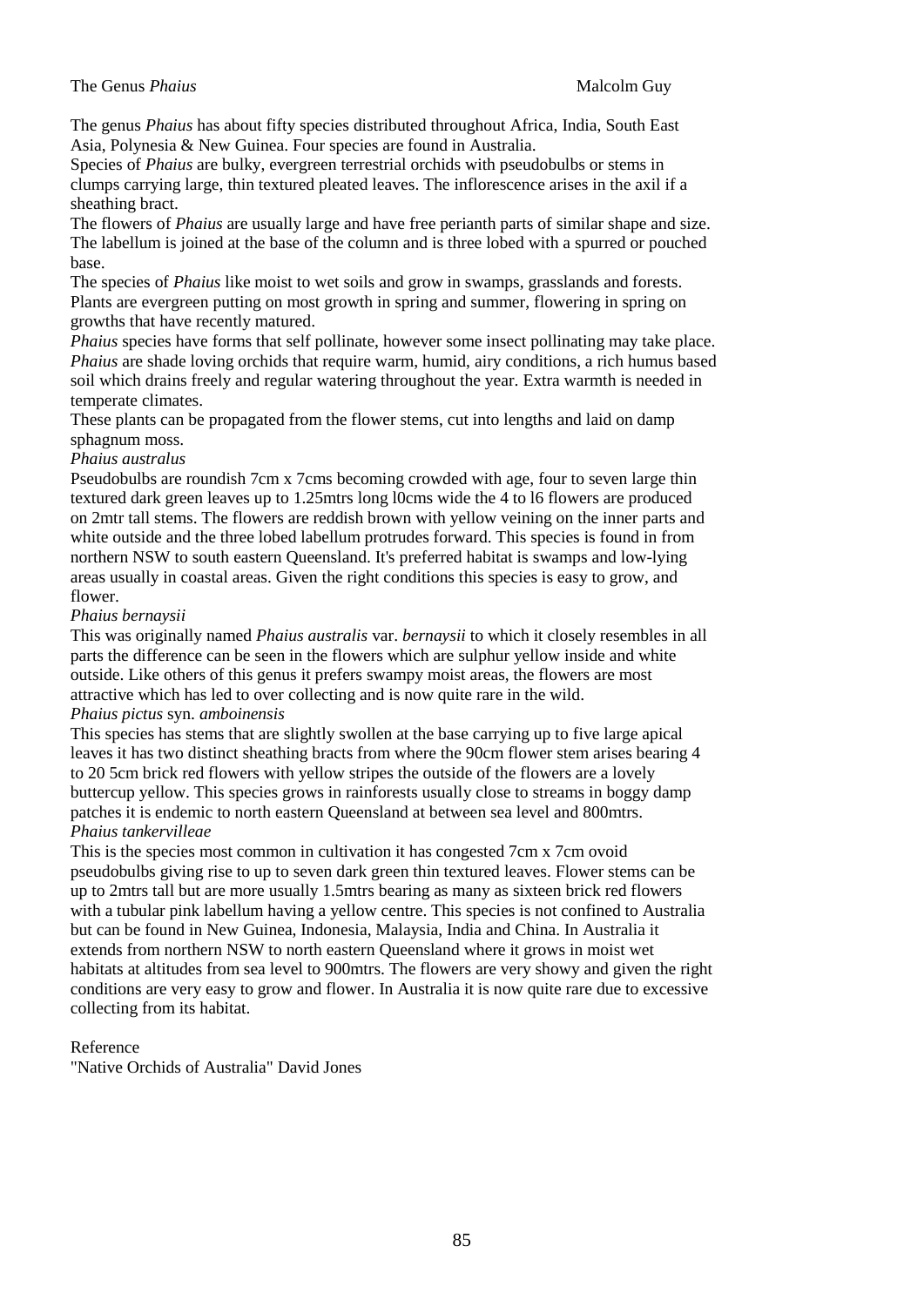# The Genus *Phaius*

Malcolm Guy

The genus *Phaius* has about fifty species distributed throughout Africa, India, South East Asia, Polynesia & New Guinea. Four species are found in Australia.

Species of *Phaius* are bulky, evergreen terrestrial orchids with pseudobulbs or stems in clumps carrying large, thin textured pleated leaves. The inflorescence arises in the axil if a sheathing bract.

The flowers of *Phaius* are usually large and have free perianth parts of similar shape and size. The labellum is joined at the base of the column and is three lobed with a spurred or pouched base.

The species of *Phaius* like moist to wet soils and grow in swamps, grasslands and forests. Plants are evergreen putting on most growth in spring and summer, flowering in spring on growths that have recently matured.

*Phaius* species have forms that self pollinate, however some insect pollinating may take place. *Phaius* are shade loving orchids that require warm, humid, airy conditions, a rich humus based soil which drains freely and regular watering throughout the year. Extra warmth is needed in temperate climates.

These plants can be propagated from the flower stems, cut into lengths and laid on damp sphagnum moss.

*Phaius australus*

Pseudobulbs are roundish 7cm x 7cms becoming crowded with age, four to seven large thin textured dark green leaves up to 1.25mtrs long l0cms wide the 4 to l6 flowers are produced on 2mtr tall stems. The flowers are reddish brown with yellow veining on the inner parts and white outside and the three lobed labellum protrudes forward. This species is found in from northern NSW to south eastern Queensland. It's preferred habitat is swamps and low-lying areas usually in coastal areas. Given the right conditions this species is easy to grow, and flower.

*Phaius bernaysii*

This was originally named *Phaius australis* var. *bernaysii* to which it closely resembles in all parts the difference can be seen in the flowers which are sulphur yellow inside and white outside. Like others of this genus it prefers swampy moist areas, the flowers are most attractive which has led to over collecting and is now quite rare in the wild.

*Phaius pictus* syn. *amboinensis*

This species has stems that are slightly swollen at the base carrying up to five large apical leaves it has two distinct sheathing bracts from where the 90cm flower stem arises bearing 4 to 20 5cm brick red flowers with yellow stripes the outside of the flowers are a lovely buttercup yellow. This species grows in rainforests usually close to streams in boggy damp patches it is endemic to north eastern Queensland at between sea level and 800mtrs.

*Phaius tankervilleae*

This is the species most common in cultivation it has congested 7cm x 7cm ovoid pseudobulbs giving rise to up to seven dark green thin textured leaves. Flower stems can be up to 2mtrs tall but are more usually 1.5mtrs bearing as many as sixteen brick red flowers with a tubular pink labellum having a yellow centre. This species is not confined to Australia but can be found in New Guinea, Indonesia, Malaysia, India and China. In Australia it extends from northern NSW to north eastern Queensland where it grows in moist wet habitats at altitudes from sea level to 900mtrs. The flowers are very showy and given the right conditions are very easy to grow and flower. In Australia it is now quite rare due to excessive collecting from its habitat.

Reference

"Native Orchids of Australia" David Jones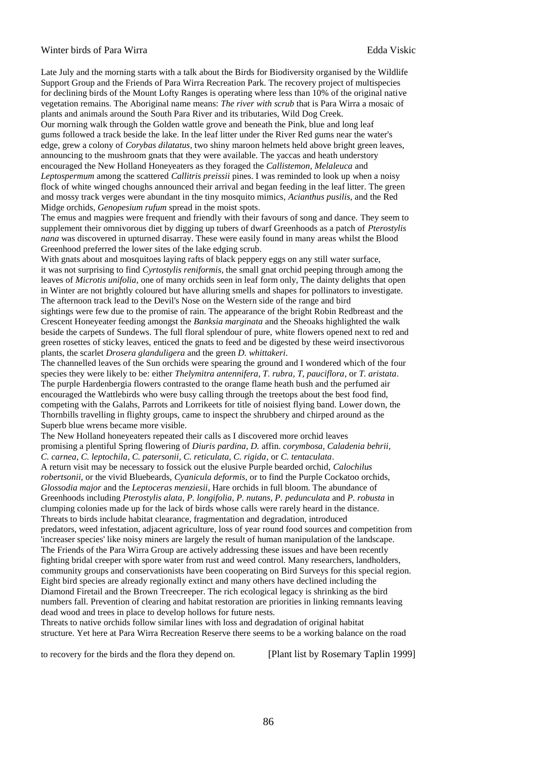# Winter birds of Para Wirra

Edda Viskic

Late July and the morning starts with a talk about the Birds for Biodiversity organised by the Wildlife Support Group and the Friends of Para Wirra Recreation Park. The recovery project of multispecies for declining birds of the Mount Lofty Ranges is operating where less than 10% of the original native vegetation remains. The Aboriginal name means: *The river with scrub* that is Para Wirra a mosaic of plants and animals around the South Para River and its tributaries, Wild Dog Creek.

Our morning walk through the Golden wattle grove and beneath the Pink, blue and long leaf gums followed a track beside the lake. In the leaf litter under the River Red gums near the water's edge, grew a colony of *Corybas dilatatus*, two shiny maroon helmets held above bright green leaves, announcing to the mushroom gnats that they were available. The yaccas and heath understory encouraged the New Holland Honeyeaters as they foraged the *Callistemon, Melaleuca* and *Leptospermum* among the scattered *Callitris preissii* pines. I was reminded to look up when a noisy flock of white winged choughs announced their arrival and began feeding in the leaf litter. The green and mossy track verges were abundant in the tiny mosquito mimics, *Acianthus pusilis*, and the Red Midge orchids, *Genopesium rufum* spread in the moist spots.

The emus and magpies were frequent and friendly with their favours of song and dance. They seem to supplement their omnivorous diet by digging up tubers of dwarf Greenhoods as a patch of *Pterostylis nana* was discovered in upturned disarray. These were easily found in many areas whilst the Blood Greenhood preferred the lower sites of the lake edging scrub.

With gnats about and mosquitoes laying rafts of black peppery eggs on any still water surface, it was not surprising to find *Cyrtostylis reniformis*, the small gnat orchid peeping through among the leaves of *Microtis unifolia*, one of many orchids seen in leaf form only, The dainty delights that open in Winter are not brightly coloured but have alluring smells and shapes for pollinators to investigate.

The afternoon track lead to the Devil's Nose on the Western side of the range and bird sightings were few due to the promise of rain. The appearance of the bright Robin Redbreast and the Crescent Honeyeater feeding amongst the *Banksia marginata* and the Sheoaks highlighted the walk beside the carpets of Sundews. The full floral splendour of pure, white flowers opened next to red and green rosettes of sticky leaves, enticed the gnats to feed and be digested by these weird insectivorous plants, the scarlet *Drosera glanduligera* and the green *D. whittakeri*.

The channelled leaves of the Sun orchids were spearing the ground and I wondered which of the four species they were likely to be: either *Thelymitra antennifera, T. rubra, T, pauciflora*, or *T. aristata*. The purple Hardenbergia flowers contrasted to the orange flame heath bush and the perfumed air encouraged the Wattlebirds who were busy calling through the treetops about the best food find, competing with the Galahs, Parrots and Lorrikeets for title of noisiest flying band. Lower down, the Thornbills travelling in flighty groups, came to inspect the shrubbery and chirped around as the Superb blue wrens became more visible.

The New Holland honeyeaters repeated their calls as I discovered more orchid leaves promising a plentiful Spring flowering of *Diuris pardina, D.* affin. *corymbosa, Caladenia behrii, C. carnea, C. leptochila, C. patersonii, C. reticulata, C. rigida*, or *C. tentaculata*.

A return visit may be necessary to fossick out the elusive Purple bearded orchid, *Calochilus robertsonii*, or the vivid Bluebeards, *Cyanicula deformis*, or to find the Purple Cockatoo orchids, *Glossodia major* and the *Leptoceras menziesii*, Hare orchids in full bloom. The abundance of Greenhoods including *Pterostylis alata, P. longifolia, P. nutans, P. pedunculata* and *P. robusta* in clumping colonies made up for the lack of birds whose calls were rarely heard in the distance.

Threats to birds include habitat clearance, fragmentation and degradation, introduced predators, weed infestation, adjacent agriculture, loss of year round food sources and competition from 'increaser species' like noisy miners are largely the result of human manipulation of the landscape. The Friends of the Para Wirra Group are actively addressing these issues and have been recently fighting bridal creeper with spore water from rust and weed control. Many researchers, landholders, community groups and conservationists have been cooperating on Bird Surveys for this special region. Eight bird species are already regionally extinct and many others have declined including the Diamond Firetail and the Brown Treecreeper. The rich ecological legacy is shrinking as the bird numbers fall. Prevention of clearing and habitat restoration are priorities in linking remnants leaving dead wood and trees in place to develop hollows for future nests.

Threats to native orchids follow similar lines with loss and degradation of original habitat structure. Yet here at Para Wirra Recreation Reserve there seems to be a working balance on the road to recovery for the birds and the flora they depend on.

[Plant list by Rosemary Taplin 1999]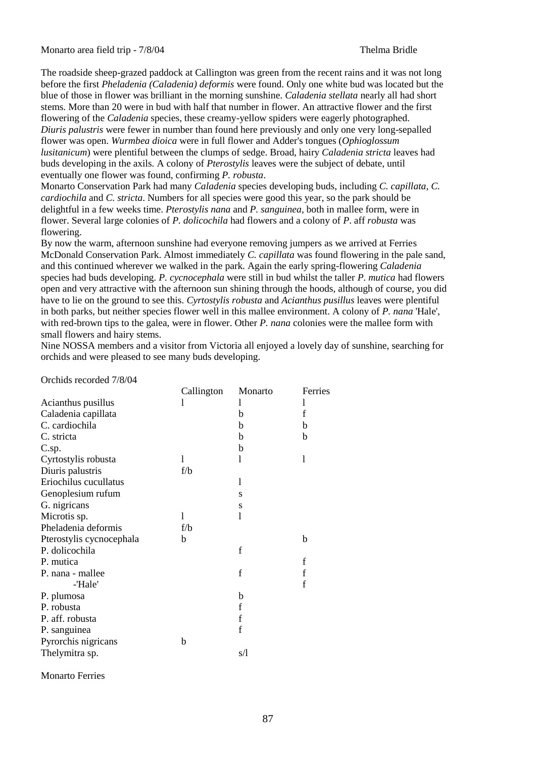Monarto area field trip - 7/8/04 Thelma Bridle

The roadside sheep-grazed paddock at Callington was green from the recent rains and it was not long before the first *Pheladenia (Caladenia) deformis* were found. Only one white bud was located but the blue of those in flower was brilliant in the morning sunshine. *Caladenia stellata* nearly all had short stems. More than 20 were in bud with half that number in flower. An attractive flower and the first flowering of the *Caladenia* species, these creamy-yellow spiders were eagerly photographed. *Diuris palustris* were fewer in number than found here previously and only one very long-sepalled flower was open. *Wurmbea dioica* were in full flower and Adder's tongues (*Ophioglossum lusitanicum*) were plentiful between the clumps of sedge. Broad, hairy *Caladenia stricta* leaves had buds developing in the axils. A colony of *Pterostylis* leaves were the subject of debate, until eventually one flower was found, confirming *P. robusta*.

Monarto Conservation Park had many *Caladenia* species developing buds, including *C. capillata, C. cardiochila* and *C. stricta*. Numbers for all species were good this year, so the park should be delightful in a few weeks time. *Pterostylis nana* and *P. sanguinea*, both in mallee form, were in flower. Several large colonies of *P. dolicochila* had flowers and a colony of *P*. aff *robusta* was flowering.

By now the warm, afternoon sunshine had everyone removing jumpers as we arrived at Ferries McDonald Conservation Park. Almost immediately *C. capillata* was found flowering in the pale sand, and this continued wherever we walked in the park. Again the early spring-flowering *Caladenia* species had buds developing. *P. cycnocephala* were still in bud whilst the taller *P. mutica* had flowers open and very attractive with the afternoon sun shining through the hoods, although of course, you did have to lie on the ground to see this. *Cyrtostylis robusta* and *Acianthus pusillus* leaves were plentiful in both parks, but neither species flower well in this mallee environment. A colony of *P. nana* 'Hale', with red-brown tips to the galea, were in flower. Other *P. nana* colonies were the mallee form with small flowers and hairy stems.

Nine NOSSA members and a visitor from Victoria all enjoyed a lovely day of sunshine, searching for orchids and were pleased to see many buds developing.

Orchids recorded 7/8/04

| | Callington | Monarto | Ferries |
|---|---|---|---|
| Acianthus pusillus | l | l | l |
| Caladenia capillata | | b | f |
| C. cardiochila | | b | b |
| C. stricta | | b | b |
| C.sp. | | b | |
| Cyrtostylis robusta | l | l | l |
| Diuris palustris | f/b | | |
| Eriochilus cucullatus | | l | |
| Genoplesium rufum | | s | |
| G. nigricans | | s | |
| Microtis sp. | l | l | |
| Pheladenia deformis | f/b | | |
| Pterostylis cycnocephala | b | | b |
| P. dolicochila | | f | |
| P. mutica | | | f |
| P. nana - mallee | | f | f |
| -'Hale' | | | f |
| P. plumosa | | b | |
| P. robusta | | f | |
| P. aff. robusta | | f | |
| P. sanguinea | | f | |
| Pyrorchis nigricans | b | | |
| Thelymitra sp. | | s/l | |

Monarto Ferries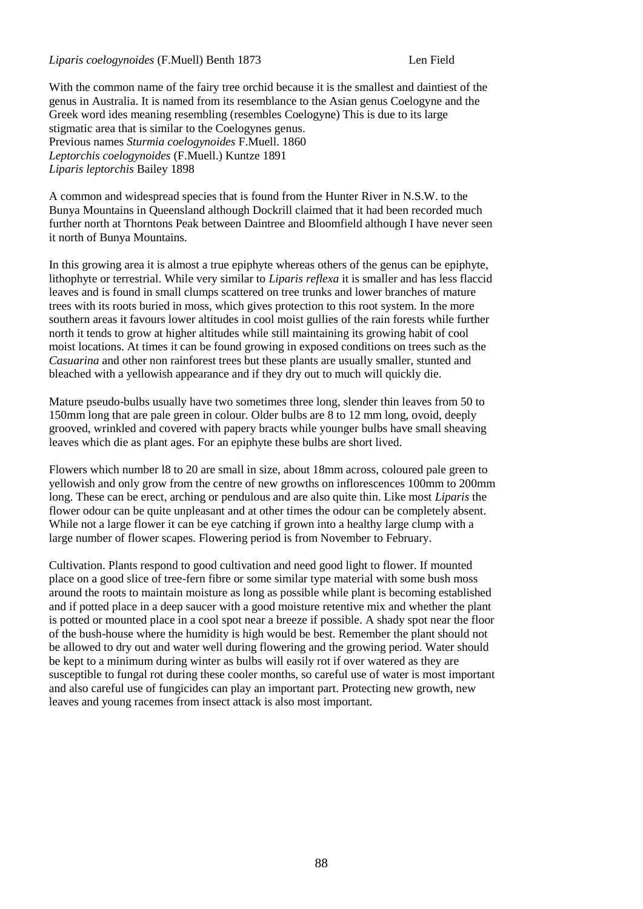*Liparis coelogynoides* (F.Muell) Benth 1873 Len Field

With the common name of the fairy tree orchid because it is the smallest and daintiest of the genus in Australia. It is named from its resemblance to the Asian genus Coelogyne and the Greek word ides meaning resembling (resembles Coelogyne) This is due to its large stigmatic area that is similar to the Coelogynes genus.
Previous names *Sturmia coelogynoides* F.Muell. 1860
*Leptorchis coelogynoides* (F.Muell.) Kuntze 1891
*Liparis leptorchis* Bailey 1898

A common and widespread species that is found from the Hunter River in N.S.W. to the Bunya Mountains in Queensland although Dockrill claimed that it had been recorded much further north at Thorntons Peak between Daintree and Bloomfield although I have never seen it north of Bunya Mountains.

In this growing area it is almost a true epiphyte whereas others of the genus can be epiphyte, lithophyte or terrestrial. While very similar to *Liparis reflexa* it is smaller and has less flaccid leaves and is found in small clumps scattered on tree trunks and lower branches of mature trees with its roots buried in moss, which gives protection to this root system. In the more southern areas it favours lower altitudes in cool moist gullies of the rain forests while further north it tends to grow at higher altitudes while still maintaining its growing habit of cool moist locations. At times it can be found growing in exposed conditions on trees such as the *Casuarina* and other non rainforest trees but these plants are usually smaller, stunted and bleached with a yellowish appearance and if they dry out to much will quickly die.

Mature pseudo-bulbs usually have two sometimes three long, slender thin leaves from 50 to 150mm long that are pale green in colour. Older bulbs are 8 to 12 mm long, ovoid, deeply grooved, wrinkled and covered with papery bracts while younger bulbs have small sheaving leaves which die as plant ages. For an epiphyte these bulbs are short lived.

Flowers which number l8 to 20 are small in size, about 18mm across, coloured pale green to yellowish and only grow from the centre of new growths on inflorescences 100mm to 200mm long. These can be erect, arching or pendulous and are also quite thin. Like most *Liparis* the flower odour can be quite unpleasant and at other times the odour can be completely absent. While not a large flower it can be eye catching if grown into a healthy large clump with a large number of flower scapes. Flowering period is from November to February.

Cultivation. Plants respond to good cultivation and need good light to flower. If mounted place on a good slice of tree-fern fibre or some similar type material with some bush moss around the roots to maintain moisture as long as possible while plant is becoming established and if potted place in a deep saucer with a good moisture retentive mix and whether the plant is potted or mounted place in a cool spot near a breeze if possible. A shady spot near the floor of the bush-house where the humidity is high would be best. Remember the plant should not be allowed to dry out and water well during flowering and the growing period. Water should be kept to a minimum during winter as bulbs will easily rot if over watered as they are susceptible to fungal rot during these cooler months, so careful use of water is most important and also careful use of fungicides can play an important part. Protecting new growth, new leaves and young racemes from insect attack is also most important.